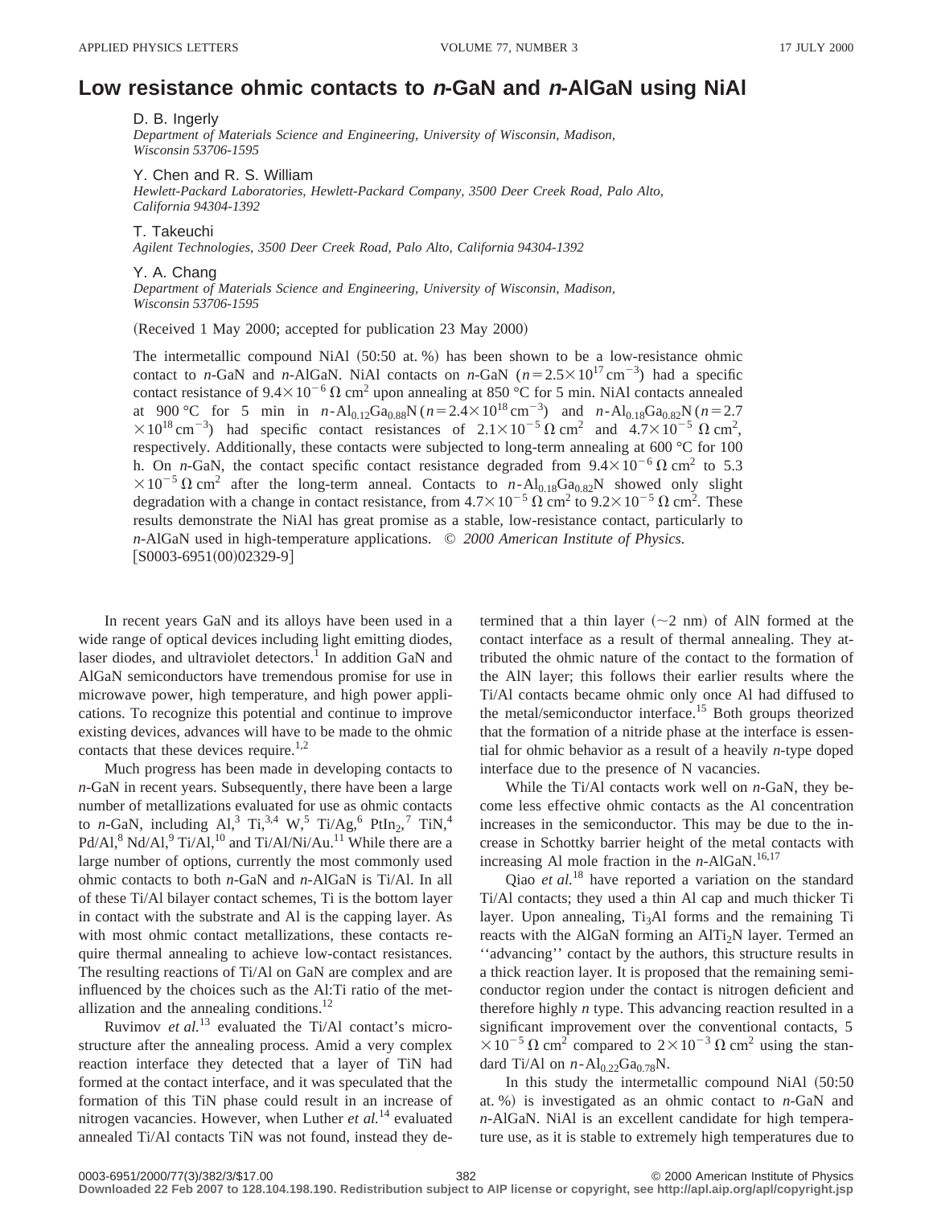# Low resistance ohmic contacts to *n*-GaN and *n*-AlGaN using NiAl

D. B. Ingerly
*Department of Materials Science and Engineering, University of Wisconsin, Madison, Wisconsin 53706-1595*

Y. Chen and R. S. William
*Hewlett-Packard Laboratories, Hewlett-Packard Company, 3500 Deer Creek Road, Palo Alto, California 94304-1392*

T. Takeuchi
*Agilent Technologies, 3500 Deer Creek Road, Palo Alto, California 94304-1392*

Y. A. Chang
*Department of Materials Science and Engineering, University of Wisconsin, Madison, Wisconsin 53706-1595*

(Received 1 May 2000; accepted for publication 23 May 2000)

The intermetallic compound NiAl (50:50 at. %) has been shown to be a low-resistance ohmic contact to *n*-GaN and *n*-AlGaN. NiAl contacts on *n*-GaN ($n=2.5\times10^{17}\,\mathrm{cm}^{-3}$) had a specific contact resistance of $9.4\times10^{-6}\,\Omega\,\mathrm{cm}^2$ upon annealing at 850 °C for 5 min. NiAl contacts annealed at 900 °C for 5 min in *n*-$Al_{0.12}Ga_{0.88}N$ ($n=2.4\times10^{18}\,\mathrm{cm}^{-3}$) and *n*-$Al_{0.18}Ga_{0.82}N$ ($n=2.7\times10^{18}\,\mathrm{cm}^{-3}$) had specific contact resistances of $2.1\times10^{-5}\,\Omega\,\mathrm{cm}^2$ and $4.7\times10^{-5}\,\Omega\,\mathrm{cm}^2$, respectively. Additionally, these contacts were subjected to long-term annealing at 600 °C for 100 h. On *n*-GaN, the contact specific contact resistance degraded from $9.4\times10^{-6}\,\Omega\,\mathrm{cm}^2$ to $5.3\times10^{-5}\,\Omega\,\mathrm{cm}^2$ after the long-term anneal. Contacts to *n*-$Al_{0.18}Ga_{0.82}N$ showed only slight degradation with a change in contact resistance, from $4.7\times10^{-5}\,\Omega\,\mathrm{cm}^2$ to $9.2\times10^{-5}\,\Omega\,\mathrm{cm}^2$. These results demonstrate the NiAl has great promise as a stable, low-resistance contact, particularly to *n*-AlGaN used in high-temperature applications. © *2000 American Institute of Physics.* [S0003-6951(00)02329-9]

In recent years GaN and its alloys have been used in a wide range of optical devices including light emitting diodes, laser diodes, and ultraviolet detectors.[1] In addition GaN and AlGaN semiconductors have tremendous promise for use in microwave power, high temperature, and high power applications. To recognize this potential and continue to improve existing devices, advances will have to be made to the ohmic contacts that these devices require.[1,2]

Much progress has been made in developing contacts to *n*-GaN in recent years. Subsequently, there have been a large number of metallizations evaluated for use as ohmic contacts to *n*-GaN, including Al,[3] Ti,[3,4] W,[5] Ti/Ag,[6] $PtIn_2$,[7] TiN,[4] Pd/Al,[8] Nd/Al,[9] Ti/Al,[10] and Ti/Al/Ni/Au.[11] While there are a large number of options, currently the most commonly used ohmic contacts to both *n*-GaN and *n*-AlGaN is Ti/Al. In all of these Ti/Al bilayer contact schemes, Ti is the bottom layer in contact with the substrate and Al is the capping layer. As with most ohmic contact metallizations, these contacts require thermal annealing to achieve low-contact resistances. The resulting reactions of Ti/Al on GaN are complex and are influenced by the choices such as the Al:Ti ratio of the metallization and the annealing conditions.[12]

Ruvimov *et al.*[13] evaluated the Ti/Al contact's microstructure after the annealing process. Amid a very complex reaction interface they detected that a layer of TiN had formed at the contact interface, and it was speculated that the formation of this TiN phase could result in an increase of nitrogen vacancies. However, when Luther *et al.*[14] evaluated annealed Ti/Al contacts TiN was not found, instead they determined that a thin layer (~2 nm) of AlN formed at the contact interface as a result of thermal annealing. They attributed the ohmic nature of the contact to the formation of the AlN layer; this follows their earlier results where the Ti/Al contacts became ohmic only once Al had diffused to the metal/semiconductor interface.[15] Both groups theorized that the formation of a nitride phase at the interface is essential for ohmic behavior as a result of a heavily *n*-type doped interface due to the presence of N vacancies.

While the Ti/Al contacts work well on *n*-GaN, they become less effective ohmic contacts as the Al concentration increases in the semiconductor. This may be due to the increase in Schottky barrier height of the metal contacts with increasing Al mole fraction in the *n*-AlGaN.[16,17]

Qiao *et al.*[18] have reported a variation on the standard Ti/Al contacts; they used a thin Al cap and much thicker Ti layer. Upon annealing, $Ti_3Al$ forms and the remaining Ti reacts with the AlGaN forming an $AlTi_2N$ layer. Termed an "advancing" contact by the authors, this structure results in a thick reaction layer. It is proposed that the remaining semiconductor region under the contact is nitrogen deficient and therefore highly *n* type. This advancing reaction resulted in a significant improvement over the conventional contacts, $5\times10^{-5}\,\Omega\,\mathrm{cm}^2$ compared to $2\times10^{-3}\,\Omega\,\mathrm{cm}^2$ using the standard Ti/Al on *n*-$Al_{0.22}Ga_{0.78}N$.

In this study the intermetallic compound NiAl (50:50 at. %) is investigated as an ohmic contact to *n*-GaN and *n*-AlGaN. NiAl is an excellent candidate for high temperature use, as it is stable to extremely high temperatures due to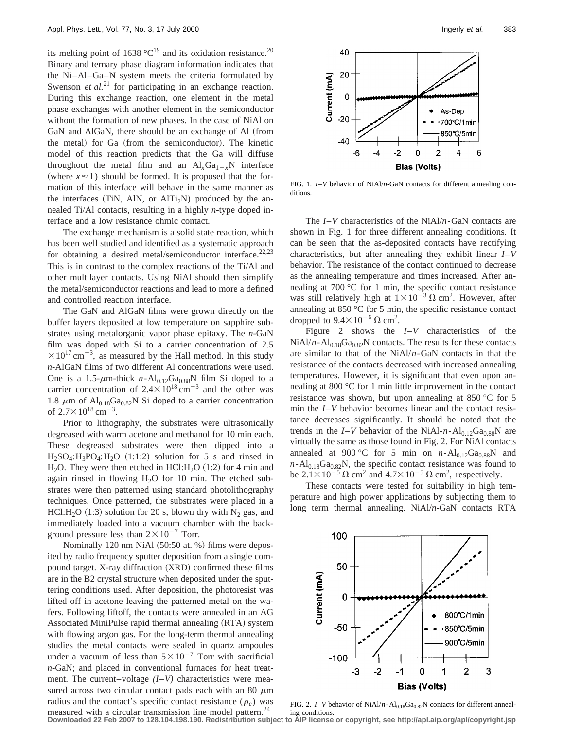its melting point of 1638 °C[19] and its oxidation resistance.[20] Binary and ternary phase diagram information indicates that the Ni–Al–Ga–N system meets the criteria formulated by Swenson *et al.*[21] for participating in an exchange reaction. During this exchange reaction, one element in the metal phase exchanges with another element in the semiconductor without the formation of new phases. In the case of NiAl on GaN and AlGaN, there should be an exchange of Al (from the metal) for Ga (from the semiconductor). The kinetic model of this reaction predicts that the Ga will diffuse throughout the metal film and an $Al_xGa_{1-x}N$ interface (where $x \approx 1$) should be formed. It is proposed that the formation of this interface will behave in the same manner as the interfaces (TiN, AlN, or $AlTi_2N$) produced by the annealed Ti/Al contacts, resulting in a highly *n*-type doped interface and a low resistance ohmic contact.

The exchange mechanism is a solid state reaction, which has been well studied and identified as a systematic approach for obtaining a desired metal/semiconductor interface.[22,23] This is in contrast to the complex reactions of the Ti/Al and other multilayer contacts. Using NiAl should then simplify the metal/semiconductor reactions and lead to more a defined and controlled reaction interface.

The GaN and AlGaN films were grown directly on the buffer layers deposited at low temperature on sapphire substrates using metalorganic vapor phase epitaxy. The *n*-GaN film was doped with Si to a carrier concentration of $2.5 \times 10^{17}\,\mathrm{cm}^{-3}$, as measured by the Hall method. In this study *n*-AlGaN films of two different Al concentrations were used. One is a 1.5-$\mu$m-thick *n*-$Al_{0.12}Ga_{0.88}N$ film Si doped to a carrier concentration of $2.4 \times 10^{18}\,\mathrm{cm}^{-3}$ and the other was 1.8 $\mu$m of $Al_{0.18}Ga_{0.82}N$ Si doped to a carrier concentration of $2.7 \times 10^{18}\,\mathrm{cm}^{-3}$.

Prior to lithography, the substrates were ultrasonically degreased with warm acetone and methanol for 10 min each. These degreased substrates were then dipped into a $H_2SO_4$:$H_3PO_4$:$H_2O$ (1:1:2) solution for 5 s and rinsed in $H_2O$. They were then etched in HCl:$H_2O$ (1:2) for 4 min and again rinsed in flowing $H_2O$ for 10 min. The etched substrates were then patterned using standard photolithography techniques. Once patterned, the substrates were placed in a HCl:$H_2O$ (1:3) solution for 20 s, blown dry with $N_2$ gas, and immediately loaded into a vacuum chamber with the background pressure less than $2 \times 10^{-7}$ Torr.

Nominally 120 nm NiAl (50:50 at. %) films were deposited by radio frequency sputter deposition from a single compound target. X-ray diffraction (XRD) confirmed these films are in the B2 crystal structure when deposited under the sputtering conditions used. After deposition, the photoresist was lifted off in acetone leaving the patterned metal on the wafers. Following liftoff, the contacts were annealed in an AG Associated MiniPulse rapid thermal annealing (RTA) system with flowing argon gas. For the long-term thermal annealing studies the metal contacts were sealed in quartz ampoules under a vacuum of less than $5 \times 10^{-7}$ Torr with sacrificial *n*-GaN; and placed in conventional furnaces for heat treatment. The current–voltage *(I–V)* characteristics were measured across two circular contact pads each with an 80 $\mu$m radius and the contact's specific contact resistance ($\rho_c$) was measured with a circular transmission line model pattern.[24]

FIG. 1. *I–V* behavior of NiAl/*n*-GaN contacts for different annealing conditions.

The *I–V* characteristics of the NiAl/*n*-GaN contacts are shown in Fig. 1 for three different annealing conditions. It can be seen that the as-deposited contacts have rectifying characteristics, but after annealing they exhibit linear *I–V* behavior. The resistance of the contact continued to decrease as the annealing temperature and times increased. After annealing at 700 °C for 1 min, the specific contact resistance was still relatively high at $1 \times 10^{-3}\,\Omega\,\mathrm{cm}^2$. However, after annealing at 850 °C for 5 min, the specific resistance contact dropped to $9.4 \times 10^{-6}\,\Omega\,\mathrm{cm}^2$.

Figure 2 shows the *I–V* characteristics of the NiAl/*n*-$Al_{0.18}Ga_{0.82}N$ contacts. The results for these contacts are similar to that of the NiAl/*n*-GaN contacts in that the resistance of the contacts decreased with increased annealing temperatures. However, it is significant that even upon annealing at 800 °C for 1 min little improvement in the contact resistance was shown, but upon annealing at 850 °C for 5 min the *I–V* behavior becomes linear and the contact resistance decreases significantly. It should be noted that the trends in the *I–V* behavior of the NiAl-*n*-$Al_{0.12}Ga_{0.88}N$ are virtually the same as those found in Fig. 2. For NiAl contacts annealed at 900 °C for 5 min on *n*-$Al_{0.12}Ga_{0.88}N$ and *n*-$Al_{0.18}Ga_{0.82}N$, the specific contact resistance was found to be $2.1 \times 10^{-5}\,\Omega\,\mathrm{cm}^2$ and $4.7 \times 10^{-5}\,\Omega\,\mathrm{cm}^2$, respectively.

These contacts were tested for suitability in high temperature and high power applications by subjecting them to long term thermal annealing. NiAl/*n*-GaN contacts RTA

FIG. 2. *I–V* behavior of NiAl/*n*-$Al_{0.18}Ga_{0.82}N$ contacts for different annealing conditions.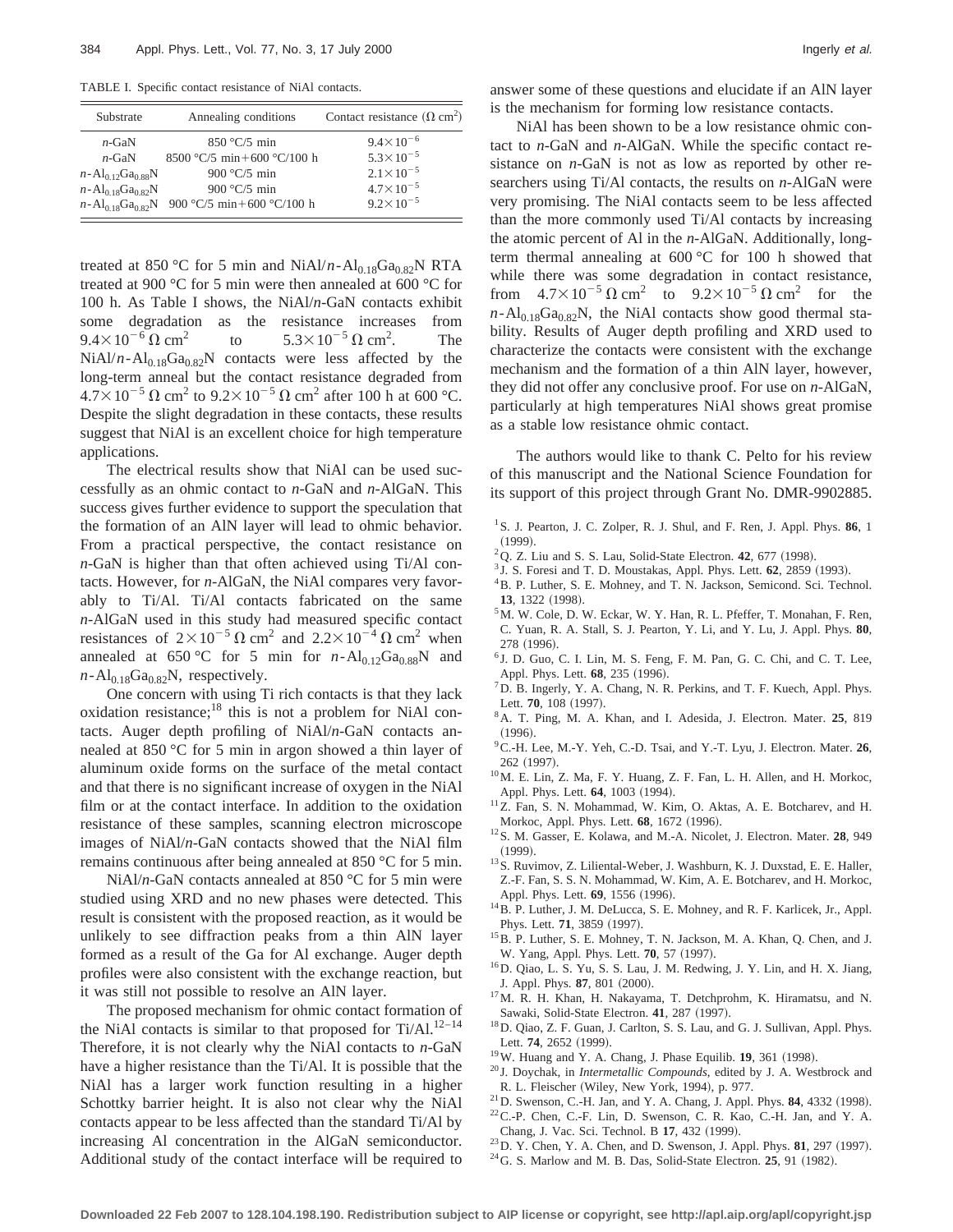TABLE I. Specific contact resistance of NiAl contacts.

| Substrate | Annealing conditions | Contact resistance ($\Omega$ cm$^2$) |
|---|---|---|
| $n$-GaN | 850 °C/5 min | $9.4\times10^{-6}$ |
| $n$-GaN | 8500 °C/5 min+600 °C/100 h | $5.3\times10^{-5}$ |
| $n$-$Al_{0.12}Ga_{0.88}N$ | 900 °C/5 min | $2.1\times10^{-5}$ |
| $n$-$Al_{0.18}Ga_{0.82}N$ | 900 °C/5 min | $4.7\times10^{-5}$ |
| $n$-$Al_{0.18}Ga_{0.82}N$ | 900 °C/5 min+600 °C/100 h | $9.2\times10^{-5}$ |

treated at 850 °C for 5 min and NiAl/$n$-$Al_{0.18}Ga_{0.82}N$ RTA treated at 900 °C for 5 min were then annealed at 600 °C for 100 h. As Table I shows, the NiAl/$n$-GaN contacts exhibit some degradation as the resistance increases from $9.4\times10^{-6}\,\Omega\,\text{cm}^2$ to $5.3\times10^{-5}\,\Omega\,\text{cm}^2$. The NiAl/$n$-$Al_{0.18}Ga_{0.82}N$ contacts were less affected by the long-term anneal but the contact resistance degraded from $4.7\times10^{-5}\,\Omega\,\text{cm}^2$ to $9.2\times10^{-5}\,\Omega\,\text{cm}^2$ after 100 h at 600 °C. Despite the slight degradation in these contacts, these results suggest that NiAl is an excellent choice for high temperature applications.

The electrical results show that NiAl can be used successfully as an ohmic contact to $n$-GaN and $n$-AlGaN. This success gives further evidence to support the speculation that the formation of an AlN layer will lead to ohmic behavior. From a practical perspective, the contact resistance on $n$-GaN is higher than that often achieved using Ti/Al contacts. However, for $n$-AlGaN, the NiAl compares very favorably to Ti/Al. Ti/Al contacts fabricated on the same $n$-AlGaN used in this study had measured specific contact resistances of $2\times10^{-5}\,\Omega\,\text{cm}^2$ and $2.2\times10^{-4}\,\Omega\,\text{cm}^2$ when annealed at 650 °C for 5 min for $n$-$Al_{0.12}Ga_{0.88}N$ and $n$-$Al_{0.18}Ga_{0.82}N$, respectively.

One concern with using Ti rich contacts is that they lack oxidation resistance;[18] this is not a problem for NiAl contacts. Auger depth profiling of NiAl/$n$-GaN contacts annealed at 850 °C for 5 min in argon showed a thin layer of aluminum oxide forms on the surface of the metal contact and that there is no significant increase of oxygen in the NiAl film or at the contact interface. In addition to the oxidation resistance of these samples, scanning electron microscope images of NiAl/$n$-GaN contacts showed that the NiAl film remains continuous after being annealed at 850 °C for 5 min.

NiAl/$n$-GaN contacts annealed at 850 °C for 5 min were studied using XRD and no new phases were detected. This result is consistent with the proposed reaction, as it would be unlikely to see diffraction peaks from a thin AlN layer formed as a result of the Ga for Al exchange. Auger depth profiles were also consistent with the exchange reaction, but it was still not possible to resolve an AlN layer.

The proposed mechanism for ohmic contact formation of the NiAl contacts is similar to that proposed for Ti/Al.[12–14] Therefore, it is not clearly why the NiAl contacts to $n$-GaN have a higher resistance than the Ti/Al. It is possible that the NiAl has a larger work function resulting in a higher Schottky barrier height. It is also not clear why the NiAl contacts appear to be less affected than the standard Ti/Al by increasing Al concentration in the AlGaN semiconductor. Additional study of the contact interface will be required to answer some of these questions and elucidate if an AlN layer is the mechanism for forming low resistance contacts.

NiAl has been shown to be a low resistance ohmic contact to $n$-GaN and $n$-AlGaN. While the specific contact resistance on $n$-GaN is not as low as reported by other researchers using Ti/Al contacts, the results on $n$-AlGaN were very promising. The NiAl contacts seem to be less affected than the more commonly used Ti/Al contacts by increasing the atomic percent of Al in the $n$-AlGaN. Additionally, long-term thermal annealing at 600 °C for 100 h showed that while there was some degradation in contact resistance, from $4.7\times10^{-5}\,\Omega\,\text{cm}^2$ to $9.2\times10^{-5}\,\Omega\,\text{cm}^2$ for the $n$-$Al_{0.18}Ga_{0.82}N$, the NiAl contacts show good thermal stability. Results of Auger depth profiling and XRD used to characterize the contacts were consistent with the exchange mechanism and the formation of a thin AlN layer, however, they did not offer any conclusive proof. For use on $n$-AlGaN, particularly at high temperatures NiAl shows great promise as a stable low resistance ohmic contact.

The authors would like to thank C. Pelto for his review of this manuscript and the National Science Foundation for its support of this project through Grant No. DMR-9902885.

[1] S. J. Pearton, J. C. Zolper, R. J. Shul, and F. Ren, J. Appl. Phys. **86**, 1 (1999).
[2] Q. Z. Liu and S. S. Lau, Solid-State Electron. **42**, 677 (1998).
[3] J. S. Foresi and T. D. Moustakas, Appl. Phys. Lett. **62**, 2859 (1993).
[4] B. P. Luther, S. E. Mohney, and T. N. Jackson, Semicond. Sci. Technol. **13**, 1322 (1998).
[5] M. W. Cole, D. W. Eckar, W. Y. Han, R. L. Pfeffer, T. Monahan, F. Ren, C. Yuan, R. A. Stall, S. J. Pearton, Y. Li, and Y. Lu, J. Appl. Phys. **80**, 278 (1996).
[6] J. D. Guo, C. I. Lin, M. S. Feng, F. M. Pan, G. C. Chi, and C. T. Lee, Appl. Phys. Lett. **68**, 235 (1996).
[7] D. B. Ingerly, Y. A. Chang, N. R. Perkins, and T. F. Kuech, Appl. Phys. Lett. **70**, 108 (1997).
[8] A. T. Ping, M. A. Khan, and I. Adesida, J. Electron. Mater. **25**, 819 (1996).
[9] C.-H. Lee, M.-Y. Yeh, C.-D. Tsai, and Y.-T. Lyu, J. Electron. Mater. **26**, 262 (1997).
[10] M. E. Lin, Z. Ma, F. Y. Huang, Z. F. Fan, L. H. Allen, and H. Morkoc, Appl. Phys. Lett. **64**, 1003 (1994).
[11] Z. Fan, S. N. Mohammad, W. Kim, O. Aktas, A. E. Botcharev, and H. Morkoc, Appl. Phys. Lett. **68**, 1672 (1996).
[12] S. M. Gasser, E. Kolawa, and M.-A. Nicolet, J. Electron. Mater. **28**, 949 (1999).
[13] S. Ruvimov, Z. Liliental-Weber, J. Washburn, K. J. Duxstad, E. E. Haller, Z.-F. Fan, S. N. Mohammad, W. Kim, A. E. Botcharev, and H. Morkoc, Appl. Phys. Lett. **69**, 1556 (1996).
[14] B. P. Luther, J. M. DeLucca, S. E. Mohney, and R. F. Karlicek, Jr., Appl. Phys. Lett. **71**, 3859 (1997).
[15] B. P. Luther, S. E. Mohney, T. N. Jackson, M. A. Khan, Q. Chen, and J. W. Yang, Appl. Phys. Lett. **70**, 57 (1997).
[16] D. Qiao, L. S. Yu, S. S. Lau, J. M. Redwing, J. Y. Lin, and H. X. Jiang, J. Appl. Phys. **87**, 801 (2000).
[17] M. R. H. Khan, H. Nakayama, T. Detchprohm, K. Hiramatsu, and N. Sawaki, Solid-State Electron. **41**, 287 (1997).
[18] D. Qiao, Z. F. Guan, J. Carlton, S. S. Lau, and G. J. Sullivan, Appl. Phys. Lett. **74**, 2652 (1999).
[19] W. Huang and Y. A. Chang, J. Phase Equilib. **19**, 361 (1998).
[20] J. Doychak, in *Intermetallic Compounds*, edited by J. A. Westbrock and R. L. Fleischer (Wiley, New York, 1994), p. 977.
[21] D. Swenson, C.-H. Jan, and Y. A. Chang, J. Appl. Phys. **84**, 4332 (1998).
[22] C.-P. Chen, C.-F. Lin, D. Swenson, C. R. Kao, C.-H. Jan, and Y. A. Chang, J. Vac. Sci. Technol. B **17**, 432 (1999).
[23] D. Y. Chen, Y. A. Chen, and D. Swenson, J. Appl. Phys. **81**, 297 (1997).
[24] G. S. Marlow and M. B. Das, Solid-State Electron. **25**, 91 (1982).